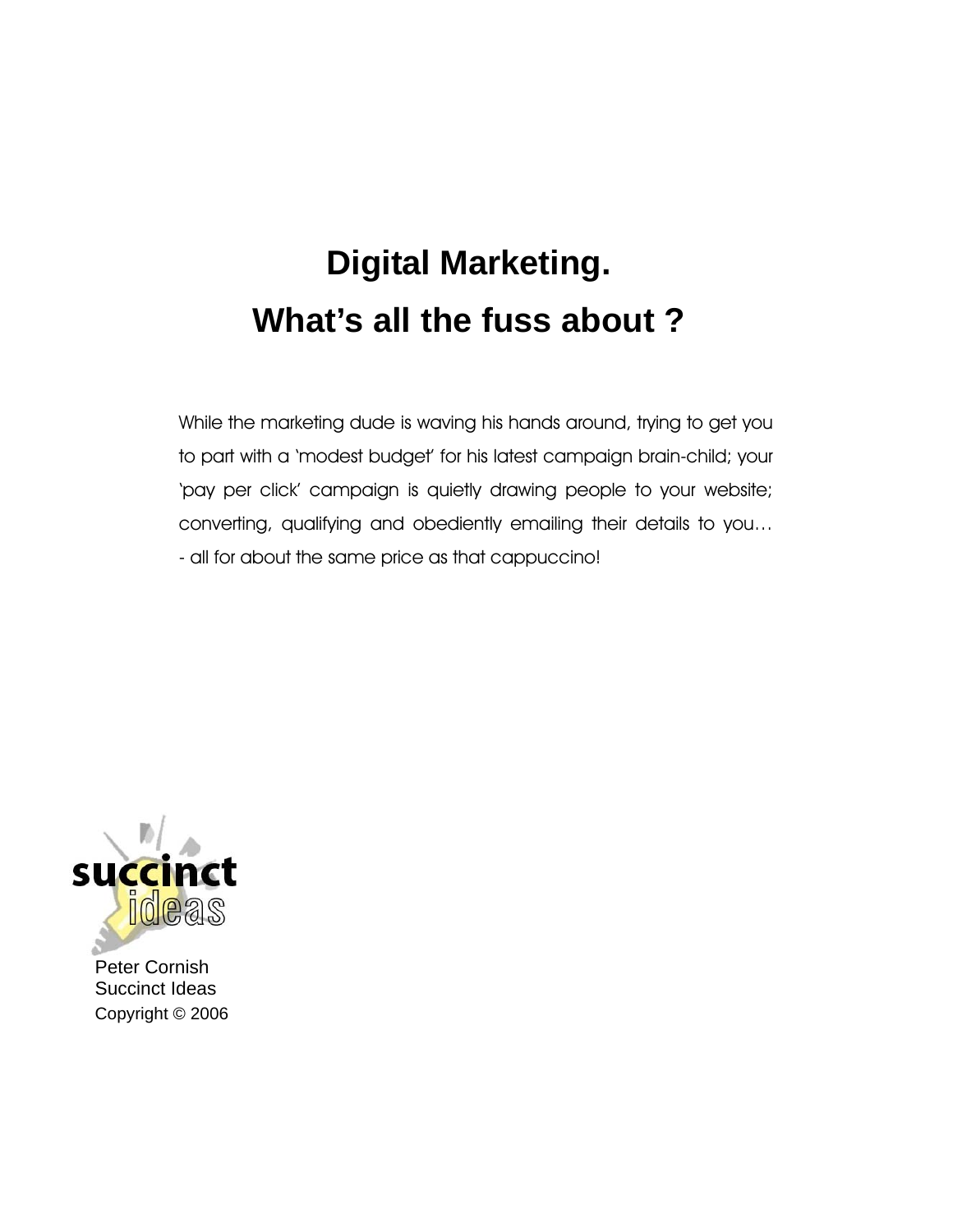# Digital Marketing.
# What's all the fuss about ?

While the marketing dude is waving his hands around, trying to get you to part with a 'modest budget' for his latest campaign brain-child; your 'pay per click' campaign is quietly drawing people to your website; converting, qualifying and obediently emailing their details to you… - all for about the same price as that cappuccino!

succinct ideas

Peter Cornish
Succinct Ideas
Copyright © 2006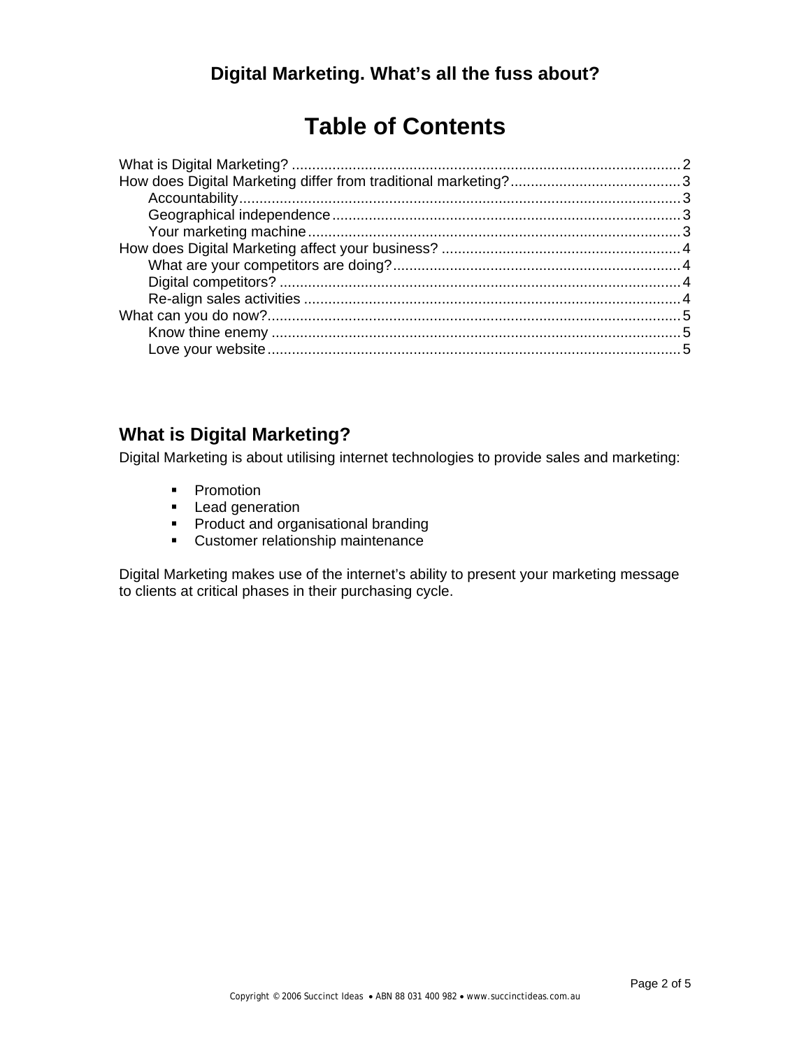**Digital Marketing. What's all the fuss about?**

# Table of Contents

What is Digital Marketing? ................................................ 2
How does Digital Marketing differ from traditional marketing? ................................................ 3
    Accountability ................................................ 3
    Geographical independence ................................................ 3
    Your marketing machine ................................................ 3
How does Digital Marketing affect your business? ................................................ 4
    What are your competitors are doing? ................................................ 4
    Digital competitors? ................................................ 4
    Re-align sales activities ................................................ 4
What can you do now? ................................................ 5
    Know thine enemy ................................................ 5
    Love your website ................................................ 5

## What is Digital Marketing?

Digital Marketing is about utilising internet technologies to provide sales and marketing:

- Promotion
- Lead generation
- Product and organisational branding
- Customer relationship maintenance

Digital Marketing makes use of the internet's ability to present your marketing message to clients at critical phases in their purchasing cycle.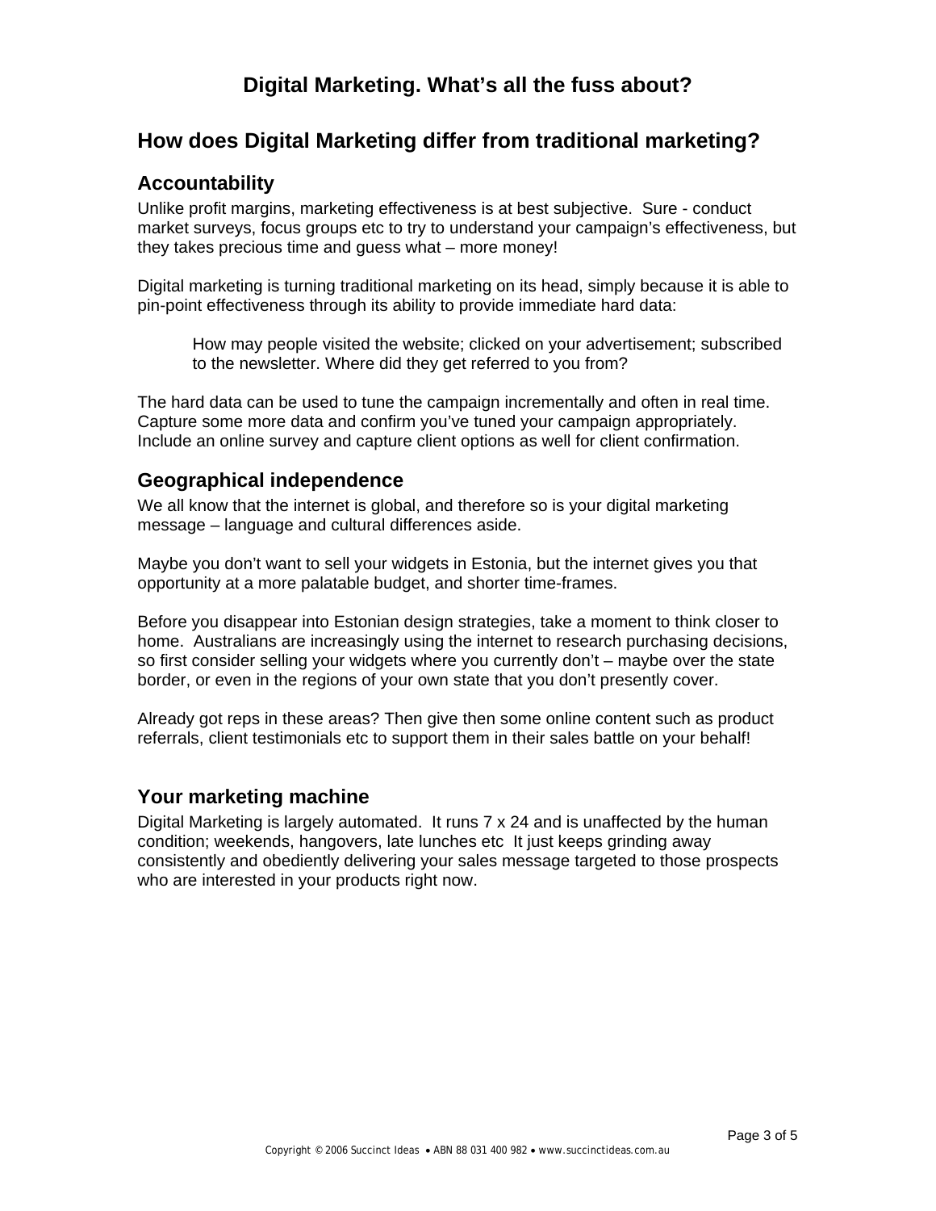# Digital Marketing. What's all the fuss about?

## How does Digital Marketing differ from traditional marketing?

### Accountability

Unlike profit margins, marketing effectiveness is at best subjective.  Sure - conduct market surveys, focus groups etc to try to understand your campaign's effectiveness, but they takes precious time and guess what – more money!

Digital marketing is turning traditional marketing on its head, simply because it is able to pin-point effectiveness through its ability to provide immediate hard data:

> How may people visited the website; clicked on your advertisement; subscribed to the newsletter. Where did they get referred to you from?

The hard data can be used to tune the campaign incrementally and often in real time. Capture some more data and confirm you've tuned your campaign appropriately. Include an online survey and capture client options as well for client confirmation.

### Geographical independence

We all know that the internet is global, and therefore so is your digital marketing message – language and cultural differences aside.

Maybe you don't want to sell your widgets in Estonia, but the internet gives you that opportunity at a more palatable budget, and shorter time-frames.

Before you disappear into Estonian design strategies, take a moment to think closer to home.  Australians are increasingly using the internet to research purchasing decisions, so first consider selling your widgets where you currently don't – maybe over the state border, or even in the regions of your own state that you don't presently cover.

Already got reps in these areas? Then give then some online content such as product referrals, client testimonials etc to support them in their sales battle on your behalf!

### Your marketing machine

Digital Marketing is largely automated.  It runs 7 x 24 and is unaffected by the human condition; weekends, hangovers, late lunches etc  It just keeps grinding away consistently and obediently delivering your sales message targeted to those prospects who are interested in your products right now.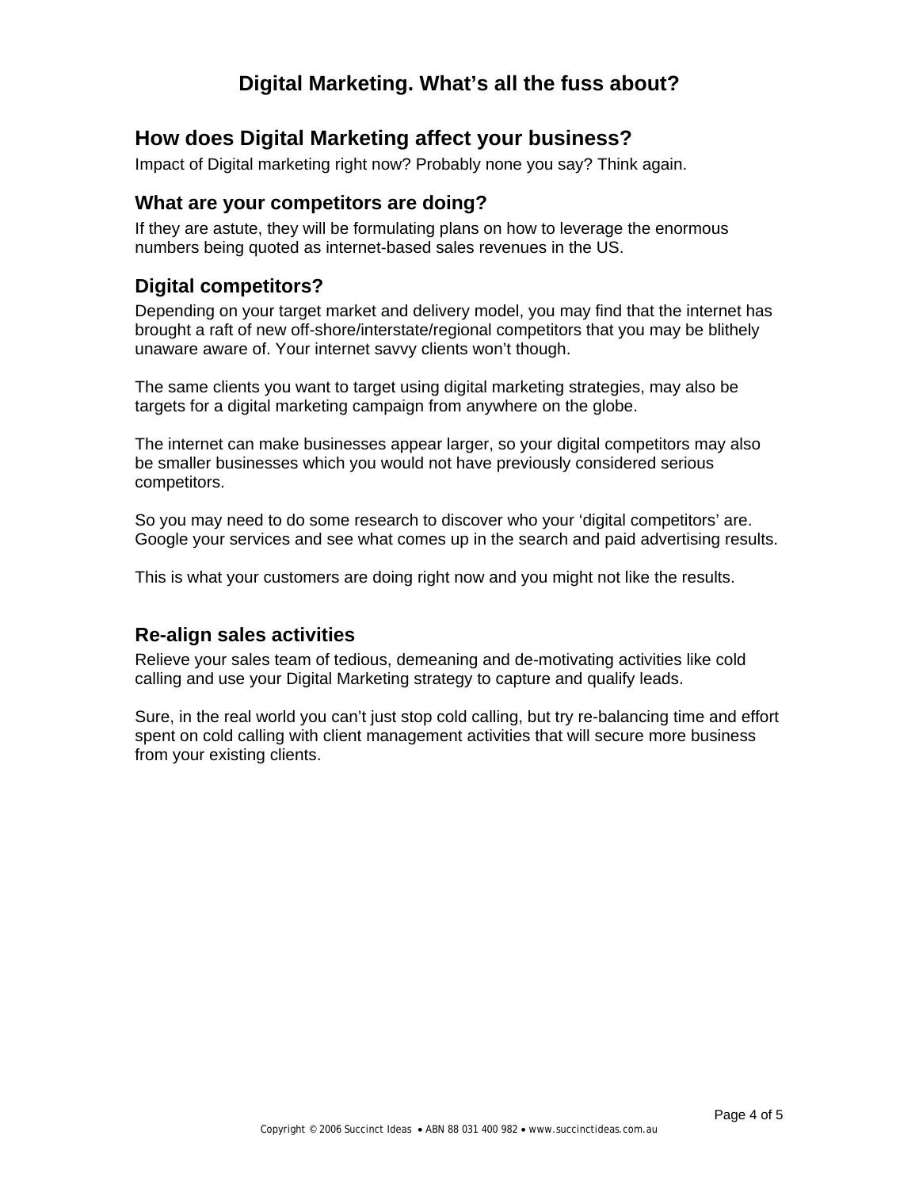# Digital Marketing. What's all the fuss about?

## How does Digital Marketing affect your business?

Impact of Digital marketing right now? Probably none you say? Think again.

### What are your competitors are doing?

If they are astute, they will be formulating plans on how to leverage the enormous numbers being quoted as internet-based sales revenues in the US.

### Digital competitors?

Depending on your target market and delivery model, you may find that the internet has brought a raft of new off-shore/interstate/regional competitors that you may be blithely unaware aware of. Your internet savvy clients won't though.

The same clients you want to target using digital marketing strategies, may also be targets for a digital marketing campaign from anywhere on the globe.

The internet can make businesses appear larger, so your digital competitors may also be smaller businesses which you would not have previously considered serious competitors.

So you may need to do some research to discover who your 'digital competitors' are. Google your services and see what comes up in the search and paid advertising results.

This is what your customers are doing right now and you might not like the results.

### Re-align sales activities

Relieve your sales team of tedious, demeaning and de-motivating activities like cold calling and use your Digital Marketing strategy to capture and qualify leads.

Sure, in the real world you can't just stop cold calling, but try re-balancing time and effort spent on cold calling with client management activities that will secure more business from your existing clients.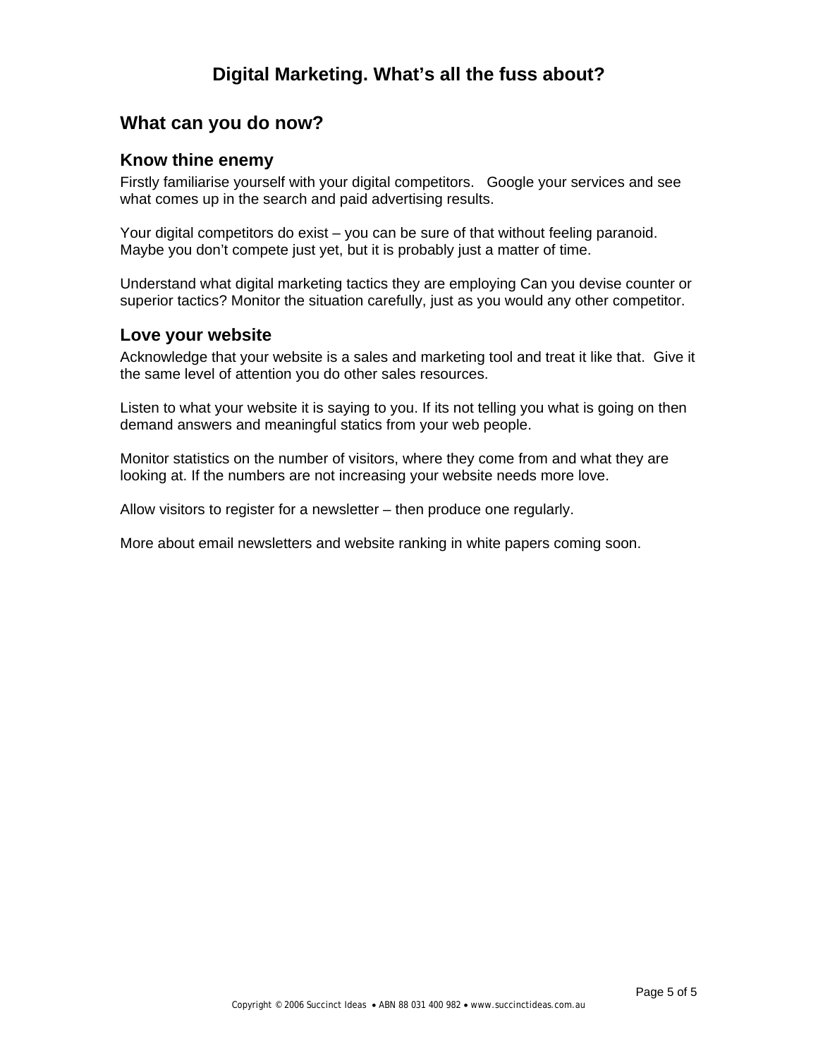# Digital Marketing. What's all the fuss about?

## What can you do now?

### Know thine enemy

Firstly familiarise yourself with your digital competitors. Google your services and see what comes up in the search and paid advertising results.

Your digital competitors do exist – you can be sure of that without feeling paranoid. Maybe you don't compete just yet, but it is probably just a matter of time.

Understand what digital marketing tactics they are employing Can you devise counter or superior tactics? Monitor the situation carefully, just as you would any other competitor.

### Love your website

Acknowledge that your website is a sales and marketing tool and treat it like that. Give it the same level of attention you do other sales resources.

Listen to what your website it is saying to you. If its not telling you what is going on then demand answers and meaningful statics from your web people.

Monitor statistics on the number of visitors, where they come from and what they are looking at. If the numbers are not increasing your website needs more love.

Allow visitors to register for a newsletter – then produce one regularly.

More about email newsletters and website ranking in white papers coming soon.